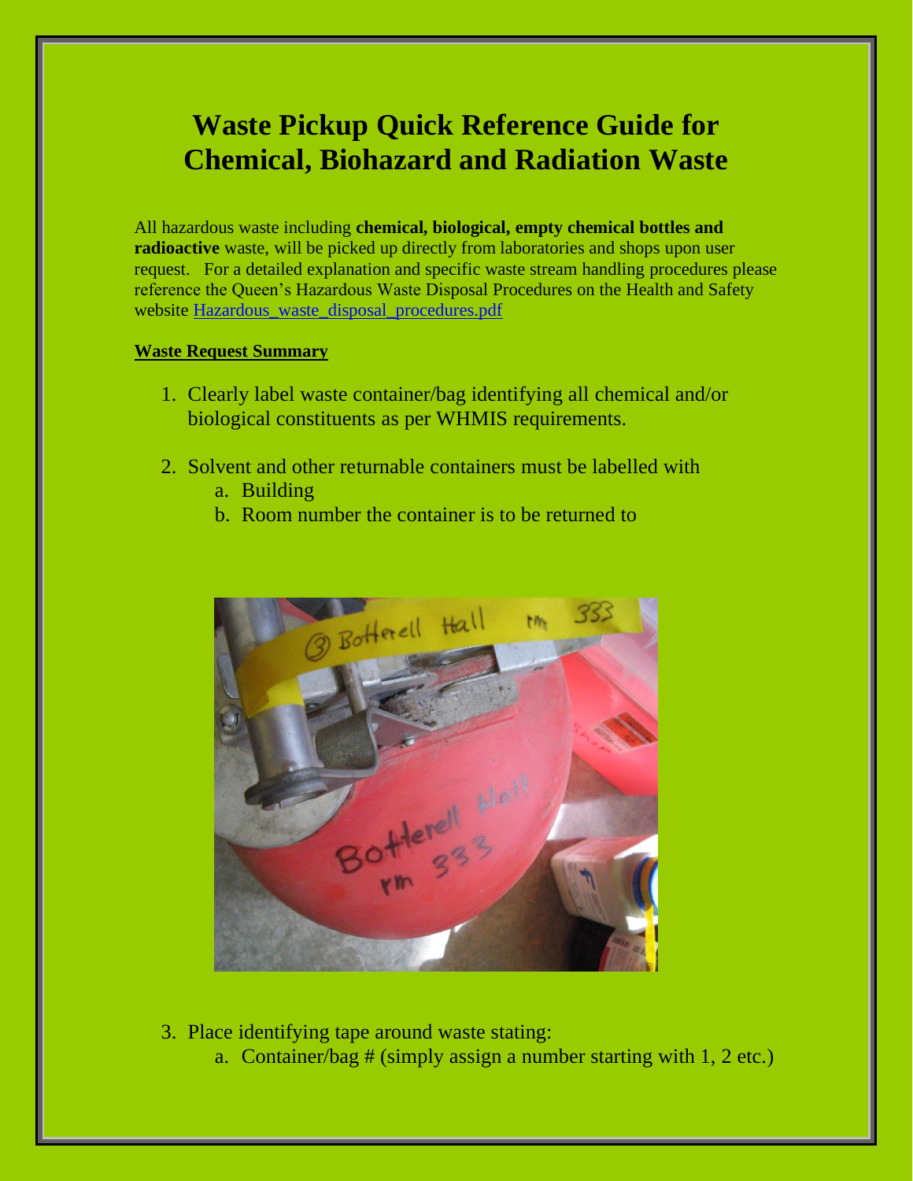# Waste Pickup Quick Reference Guide for Chemical, Biohazard and Radiation Waste

All hazardous waste including **chemical, biological, empty chemical bottles and radioactive** waste, will be picked up directly from laboratories and shops upon user request. For a detailed explanation and specific waste stream handling procedures please reference the Queen's Hazardous Waste Disposal Procedures on the Health and Safety website [Hazardous_waste_disposal_procedures.pdf](Hazardous_waste_disposal_procedures.pdf)

**Waste Request Summary**

1. Clearly label waste container/bag identifying all chemical and/or biological constituents as per WHMIS requirements.

2. Solvent and other returnable containers must be labelled with
   a. Building
   b. Room number the container is to be returned to

3. Place identifying tape around waste stating:
   a. Container/bag # (simply assign a number starting with 1, 2 etc.)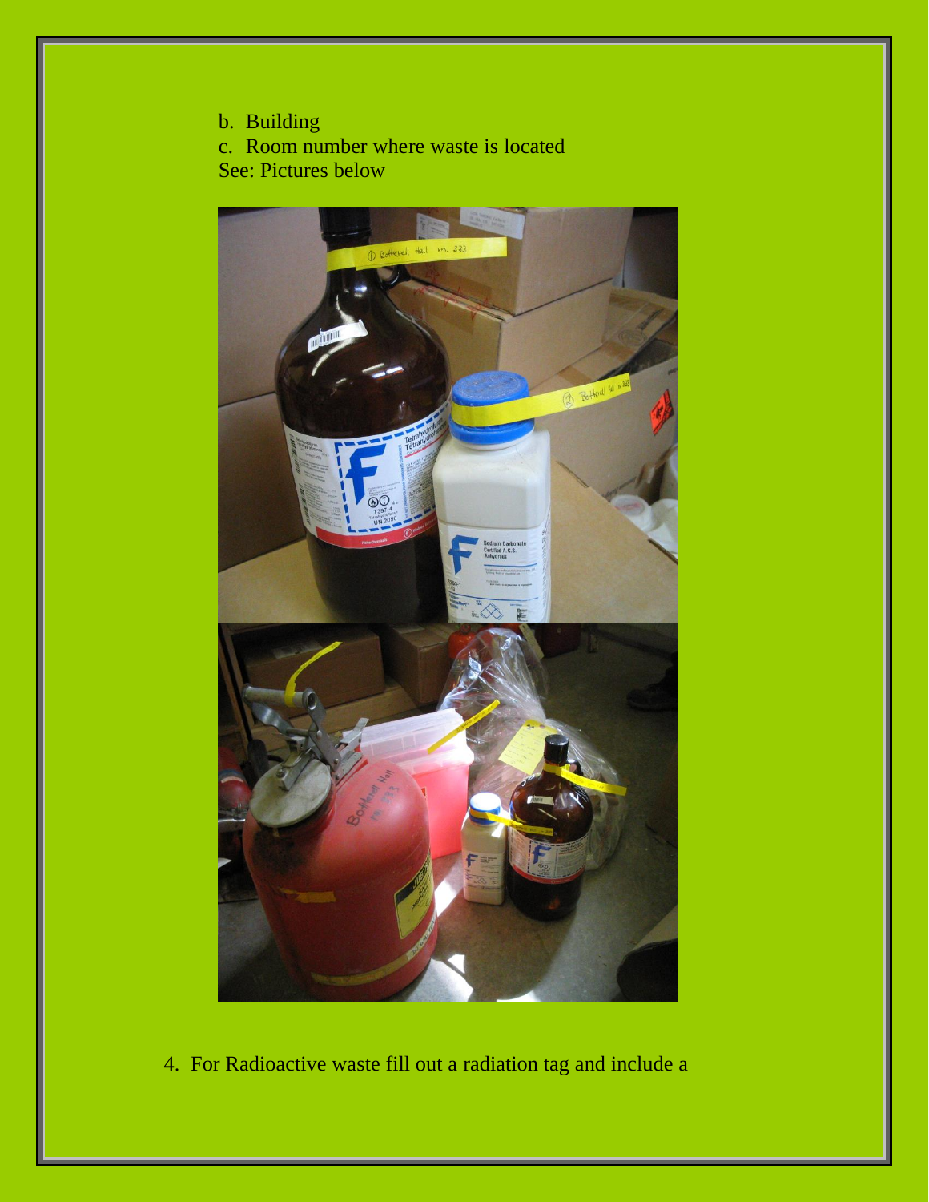b. Building
c. Room number where waste is located

See: Pictures below

4. For Radioactive waste fill out a radiation tag and include a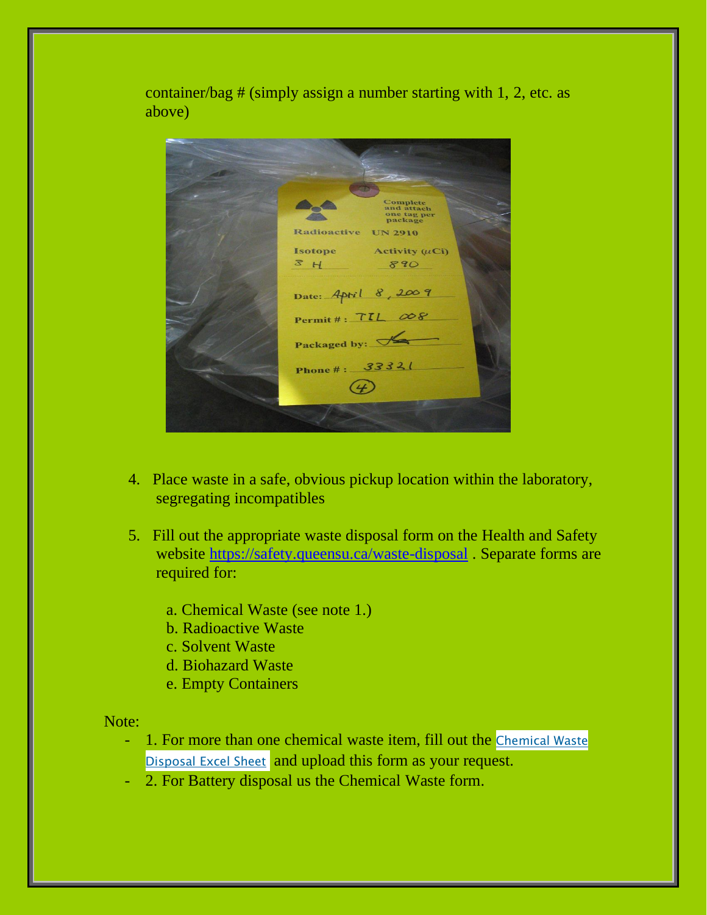container/bag # (simply assign a number starting with 1, 2, etc. as above)

4. Place waste in a safe, obvious pickup location within the laboratory, segregating incompatibles

5. Fill out the appropriate waste disposal form on the Health and Safety website https://safety.queensu.ca/waste-disposal . Separate forms are required for:

   a. Chemical Waste (see note 1.)
   b. Radioactive Waste
   c. Solvent Waste
   d. Biohazard Waste
   e. Empty Containers

Note:

- 1. For more than one chemical waste item, fill out the Chemical Waste Disposal Excel Sheet and upload this form as your request.
- 2. For Battery disposal us the Chemical Waste form.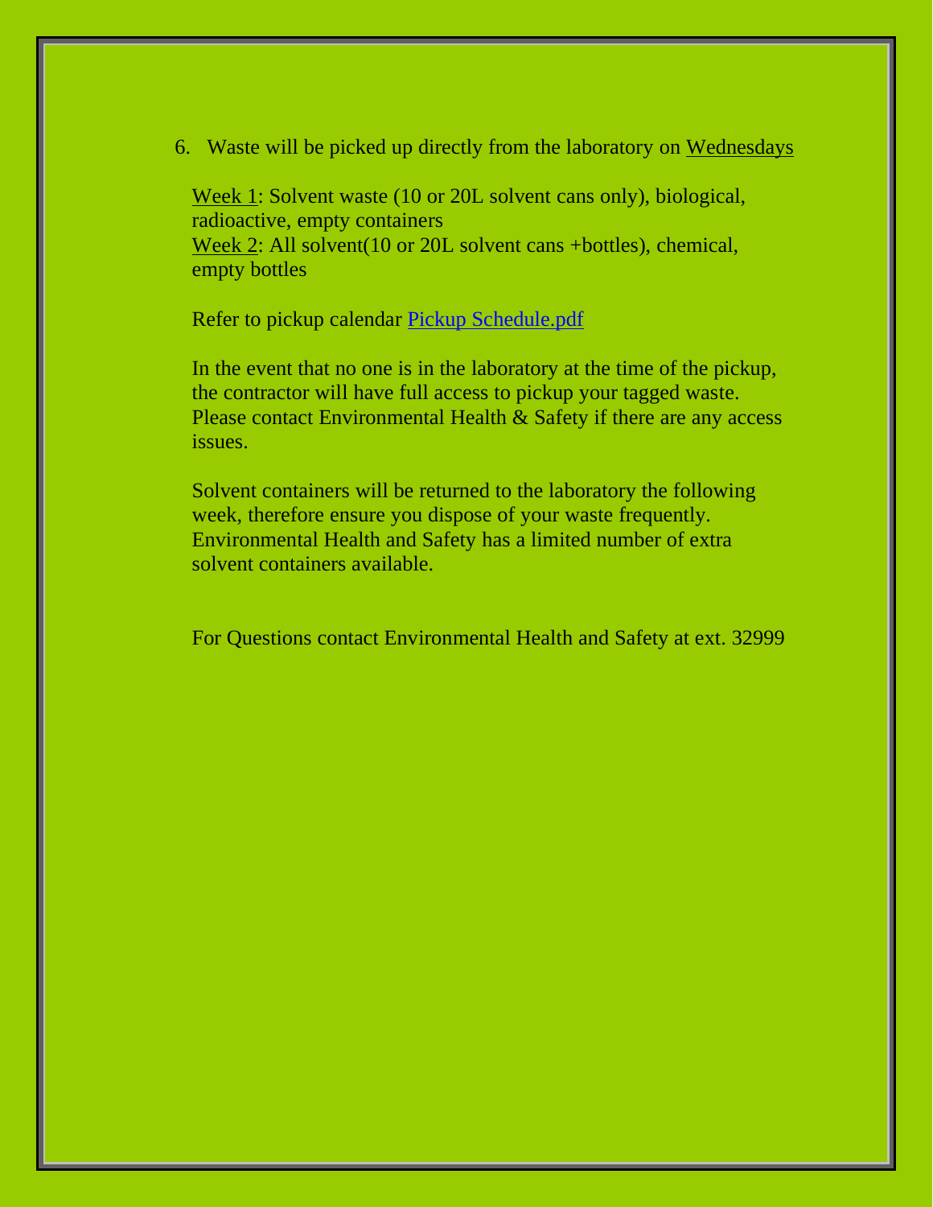6. Waste will be picked up directly from the laboratory on Wednesdays

   Week 1: Solvent waste (10 or 20L solvent cans only), biological, radioactive, empty containers
   Week 2: All solvent(10 or 20L solvent cans +bottles), chemical, empty bottles

   Refer to pickup calendar [Pickup Schedule.pdf]()

   In the event that no one is in the laboratory at the time of the pickup, the contractor will have full access to pickup your tagged waste. Please contact Environmental Health & Safety if there are any access issues.

   Solvent containers will be returned to the laboratory the following week, therefore ensure you dispose of your waste frequently. Environmental Health and Safety has a limited number of extra solvent containers available.

   For Questions contact Environmental Health and Safety at ext. 32999